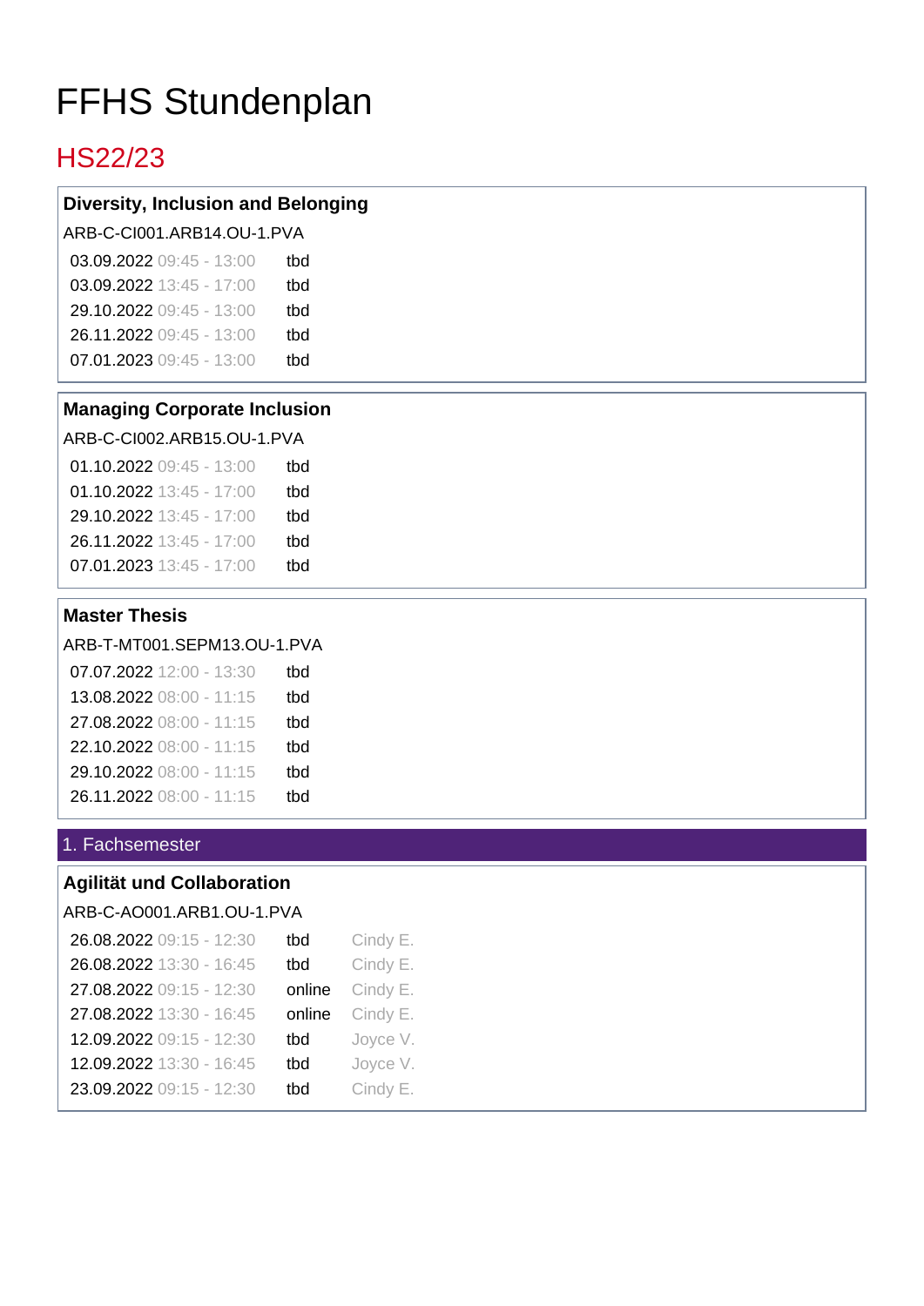# FFHS Stundenplan

## HS22/23

### Diversity, Inclusion and Belonging

ARB-C-CI001.ARB14.OU-1.PVA

| | | |
|---|---|---|
| 03.09.2022 | 09:45 - 13:00 | tbd |
| 03.09.2022 | 13:45 - 17:00 | tbd |
| 29.10.2022 | 09:45 - 13:00 | tbd |
| 26.11.2022 | 09:45 - 13:00 | tbd |
| 07.01.2023 | 09:45 - 13:00 | tbd |

### Managing Corporate Inclusion

ARB-C-CI002.ARB15.OU-1.PVA

| | | |
|---|---|---|
| 01.10.2022 | 09:45 - 13:00 | tbd |
| 01.10.2022 | 13:45 - 17:00 | tbd |
| 29.10.2022 | 13:45 - 17:00 | tbd |
| 26.11.2022 | 13:45 - 17:00 | tbd |
| 07.01.2023 | 13:45 - 17:00 | tbd |

### Master Thesis

ARB-T-MT001.SEPM13.OU-1.PVA

| | | |
|---|---|---|
| 07.07.2022 | 12:00 - 13:30 | tbd |
| 13.08.2022 | 08:00 - 11:15 | tbd |
| 27.08.2022 | 08:00 - 11:15 | tbd |
| 22.10.2022 | 08:00 - 11:15 | tbd |
| 29.10.2022 | 08:00 - 11:15 | tbd |
| 26.11.2022 | 08:00 - 11:15 | tbd |

## 1. Fachsemester

### Agilität und Collaboration

ARB-C-AO001.ARB1.OU-1.PVA

| | | | |
|---|---|---|---|
| 26.08.2022 | 09:15 - 12:30 | tbd | Cindy E. |
| 26.08.2022 | 13:30 - 16:45 | tbd | Cindy E. |
| 27.08.2022 | 09:15 - 12:30 | online | Cindy E. |
| 27.08.2022 | 13:30 - 16:45 | online | Cindy E. |
| 12.09.2022 | 09:15 - 12:30 | tbd | Joyce V. |
| 12.09.2022 | 13:30 - 16:45 | tbd | Joyce V. |
| 23.09.2022 | 09:15 - 12:30 | tbd | Cindy E. |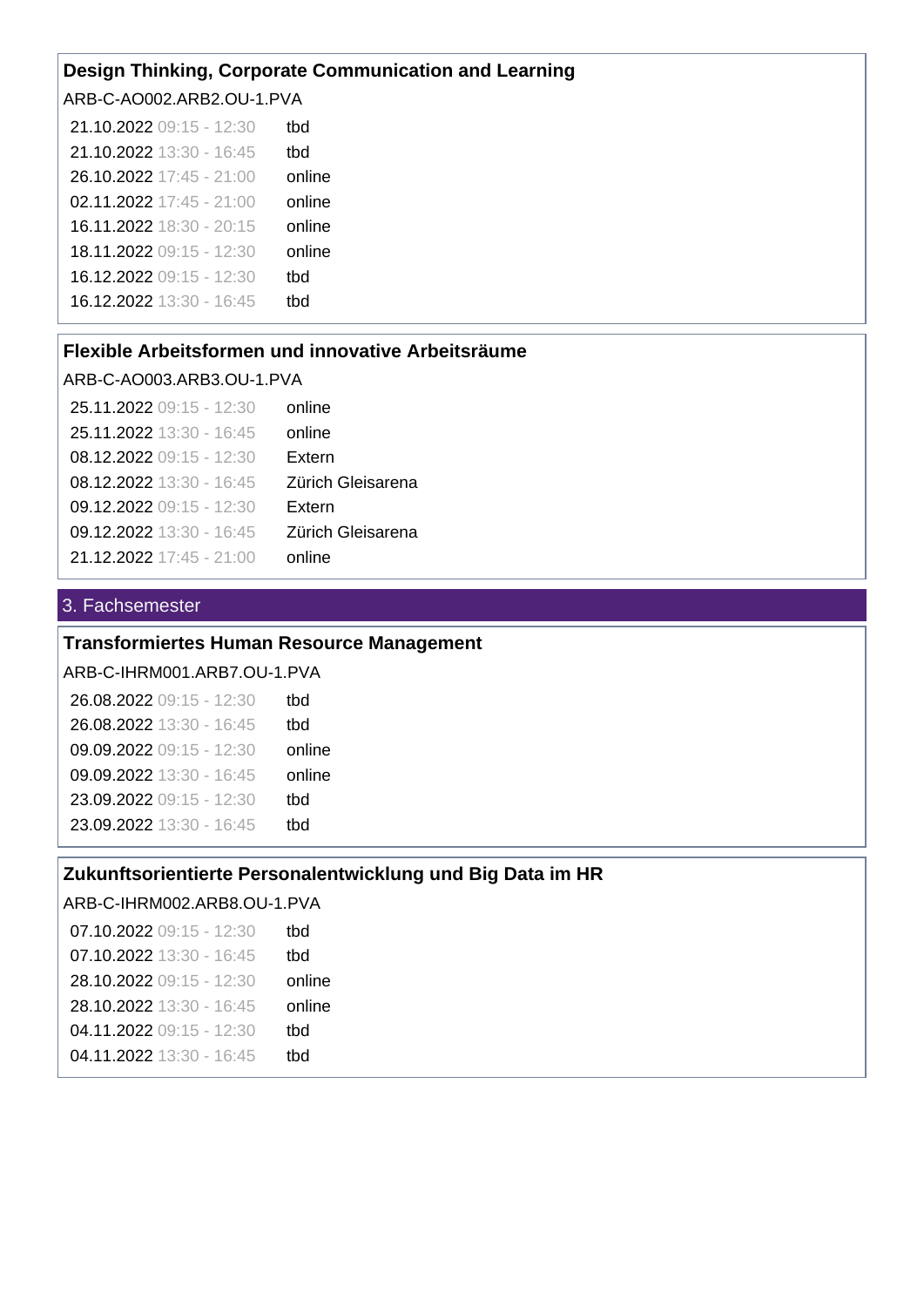### Design Thinking, Corporate Communication and Learning

ARB-C-AO002.ARB2.OU-1.PVA

| Datum | Zeit | Ort |
|---|---|---|
| 21.10.2022 | 09:15 - 12:30 | tbd |
| 21.10.2022 | 13:30 - 16:45 | tbd |
| 26.10.2022 | 17:45 - 21:00 | online |
| 02.11.2022 | 17:45 - 21:00 | online |
| 16.11.2022 | 18:30 - 20:15 | online |
| 18.11.2022 | 09:15 - 12:30 | online |
| 16.12.2022 | 09:15 - 12:30 | tbd |
| 16.12.2022 | 13:30 - 16:45 | tbd |

### Flexible Arbeitsformen und innovative Arbeitsräume

ARB-C-AO003.ARB3.OU-1.PVA

| Datum | Zeit | Ort |
|---|---|---|
| 25.11.2022 | 09:15 - 12:30 | online |
| 25.11.2022 | 13:30 - 16:45 | online |
| 08.12.2022 | 09:15 - 12:30 | Extern |
| 08.12.2022 | 13:30 - 16:45 | Zürich Gleisarena |
| 09.12.2022 | 09:15 - 12:30 | Extern |
| 09.12.2022 | 13:30 - 16:45 | Zürich Gleisarena |
| 21.12.2022 | 17:45 - 21:00 | online |

## 3. Fachsemester

### Transformiertes Human Resource Management

ARB-C-IHRM001.ARB7.OU-1.PVA

| Datum | Zeit | Ort |
|---|---|---|
| 26.08.2022 | 09:15 - 12:30 | tbd |
| 26.08.2022 | 13:30 - 16:45 | tbd |
| 09.09.2022 | 09:15 - 12:30 | online |
| 09.09.2022 | 13:30 - 16:45 | online |
| 23.09.2022 | 09:15 - 12:30 | tbd |
| 23.09.2022 | 13:30 - 16:45 | tbd |

### Zukunftsorientierte Personalentwicklung und Big Data im HR

ARB-C-IHRM002.ARB8.OU-1.PVA

| Datum | Zeit | Ort |
|---|---|---|
| 07.10.2022 | 09:15 - 12:30 | tbd |
| 07.10.2022 | 13:30 - 16:45 | tbd |
| 28.10.2022 | 09:15 - 12:30 | online |
| 28.10.2022 | 13:30 - 16:45 | online |
| 04.11.2022 | 09:15 - 12:30 | tbd |
| 04.11.2022 | 13:30 - 16:45 | tbd |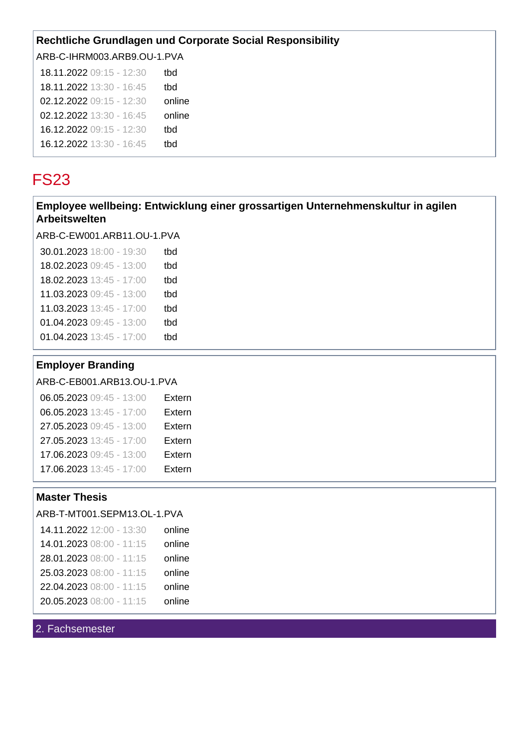**Rechtliche Grundlagen und Corporate Social Responsibility**

ARB-C-IHRM003.ARB9.OU-1.PVA

| | |
|---|---|
| 18.11.2022 09:15 - 12:30 | tbd |
| 18.11.2022 13:30 - 16:45 | tbd |
| 02.12.2022 09:15 - 12:30 | online |
| 02.12.2022 13:30 - 16:45 | online |
| 16.12.2022 09:15 - 12:30 | tbd |
| 16.12.2022 13:30 - 16:45 | tbd |

# FS23

**Employee wellbeing: Entwicklung einer grossartigen Unternehmenskultur in agilen Arbeitswelten**

ARB-C-EW001.ARB11.OU-1.PVA

| | |
|---|---|
| 30.01.2023 18:00 - 19:30 | tbd |
| 18.02.2023 09:45 - 13:00 | tbd |
| 18.02.2023 13:45 - 17:00 | tbd |
| 11.03.2023 09:45 - 13:00 | tbd |
| 11.03.2023 13:45 - 17:00 | tbd |
| 01.04.2023 09:45 - 13:00 | tbd |
| 01.04.2023 13:45 - 17:00 | tbd |

**Employer Branding**

ARB-C-EB001.ARB13.OU-1.PVA

| | |
|---|---|
| 06.05.2023 09:45 - 13:00 | Extern |
| 06.05.2023 13:45 - 17:00 | Extern |
| 27.05.2023 09:45 - 13:00 | Extern |
| 27.05.2023 13:45 - 17:00 | Extern |
| 17.06.2023 09:45 - 13:00 | Extern |
| 17.06.2023 13:45 - 17:00 | Extern |

**Master Thesis**

ARB-T-MT001.SEPM13.OL-1.PVA

| | |
|---|---|
| 14.11.2022 12:00 - 13:30 | online |
| 14.01.2023 08:00 - 11:15 | online |
| 28.01.2023 08:00 - 11:15 | online |
| 25.03.2023 08:00 - 11:15 | online |
| 22.04.2023 08:00 - 11:15 | online |
| 20.05.2023 08:00 - 11:15 | online |

## 2. Fachsemester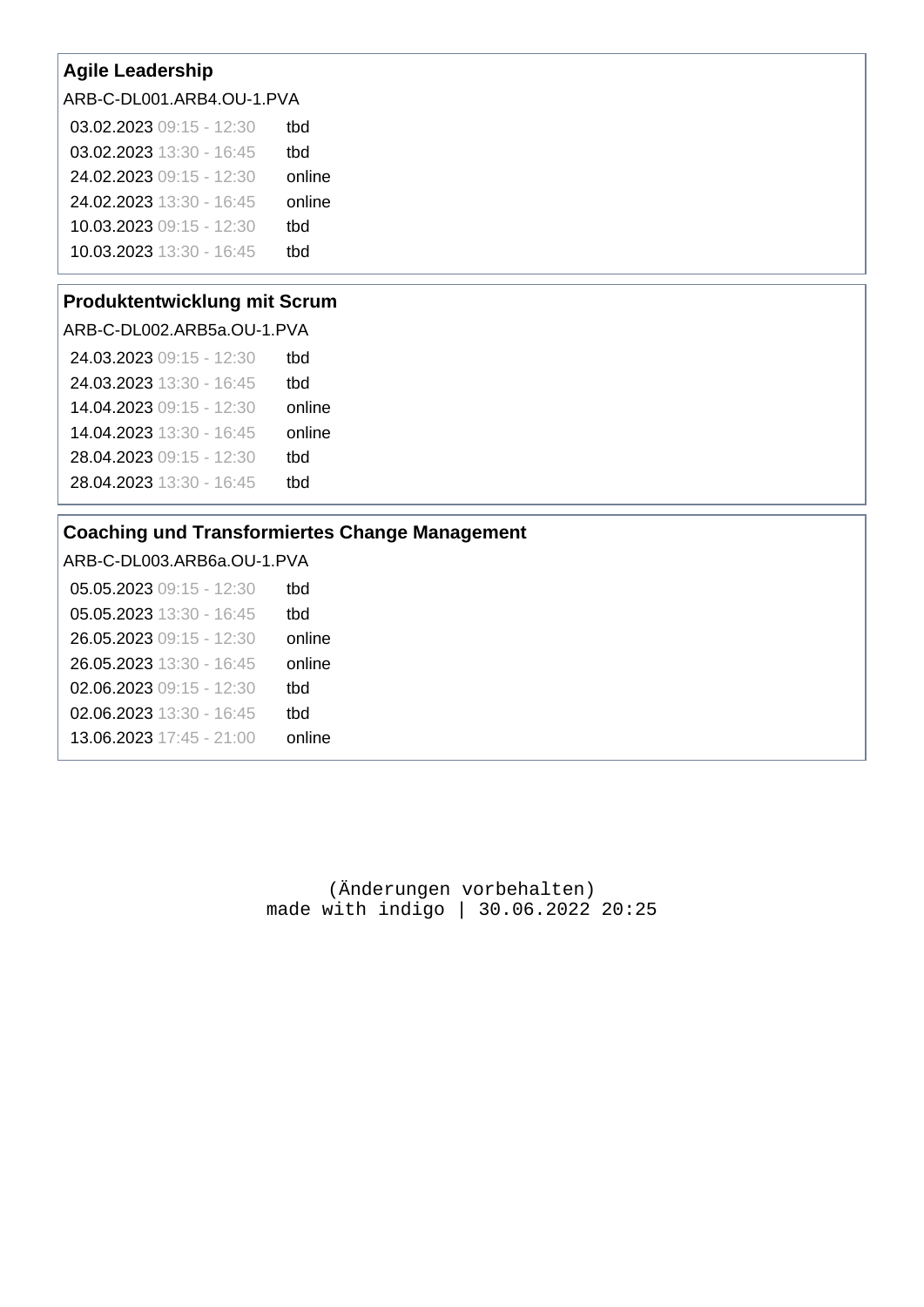### Agile Leadership

ARB-C-DL001.ARB4.OU-1.PVA

| | | |
|---|---|---|
| 03.02.2023 | 09:15 - 12:30 | tbd |
| 03.02.2023 | 13:30 - 16:45 | tbd |
| 24.02.2023 | 09:15 - 12:30 | online |
| 24.02.2023 | 13:30 - 16:45 | online |
| 10.03.2023 | 09:15 - 12:30 | tbd |
| 10.03.2023 | 13:30 - 16:45 | tbd |

### Produktentwicklung mit Scrum

ARB-C-DL002.ARB5a.OU-1.PVA

| | | |
|---|---|---|
| 24.03.2023 | 09:15 - 12:30 | tbd |
| 24.03.2023 | 13:30 - 16:45 | tbd |
| 14.04.2023 | 09:15 - 12:30 | online |
| 14.04.2023 | 13:30 - 16:45 | online |
| 28.04.2023 | 09:15 - 12:30 | tbd |
| 28.04.2023 | 13:30 - 16:45 | tbd |

### Coaching und Transformiertes Change Management

ARB-C-DL003.ARB6a.OU-1.PVA

| | | |
|---|---|---|
| 05.05.2023 | 09:15 - 12:30 | tbd |
| 05.05.2023 | 13:30 - 16:45 | tbd |
| 26.05.2023 | 09:15 - 12:30 | online |
| 26.05.2023 | 13:30 - 16:45 | online |
| 02.06.2023 | 09:15 - 12:30 | tbd |
| 02.06.2023 | 13:30 - 16:45 | tbd |
| 13.06.2023 | 17:45 - 21:00 | online |

(Änderungen vorbehalten)
made with indigo | 30.06.2022 20:25